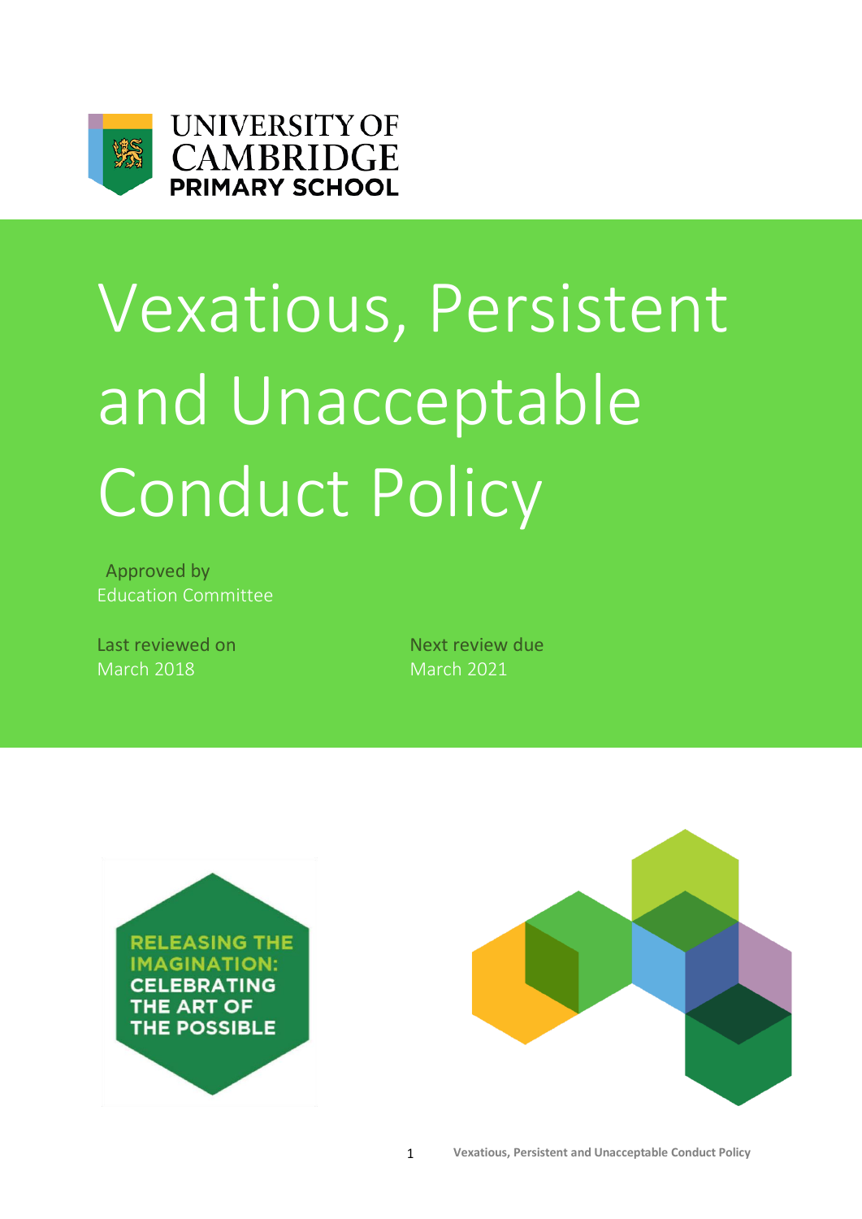UNIVERSITY OF CAMBRIDGE PRIMARY SCHOOL

# Vexatious, Persistent and Unacceptable Conduct Policy

Approved by
Education Committee

Last reviewed on
March 2018

Next review due
March 2021

RELEASING THE IMAGINATION: CELEBRATING THE ART OF THE POSSIBLE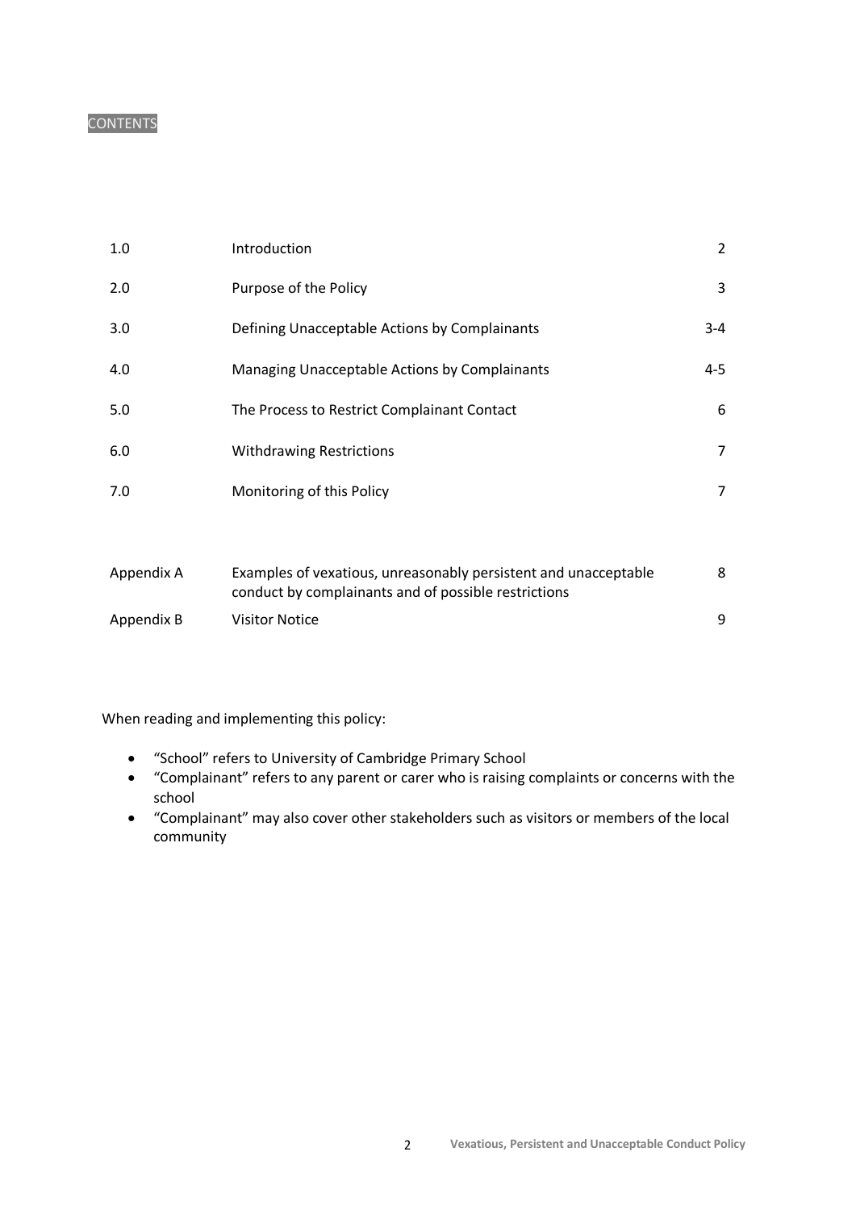## CONTENTS

| | | |
|---|---|---|
| 1.0 | Introduction | 2 |
| 2.0 | Purpose of the Policy | 3 |
| 3.0 | Defining Unacceptable Actions by Complainants | 3-4 |
| 4.0 | Managing Unacceptable Actions by Complainants | 4-5 |
| 5.0 | The Process to Restrict Complainant Contact | 6 |
| 6.0 | Withdrawing Restrictions | 7 |
| 7.0 | Monitoring of this Policy | 7 |
| | | |
| Appendix A | Examples of vexatious, unreasonably persistent and unacceptable conduct by complainants and of possible restrictions | 8 |
| Appendix B | Visitor Notice | 9 |

When reading and implementing this policy:

- "School" refers to University of Cambridge Primary School
- "Complainant" refers to any parent or carer who is raising complaints or concerns with the school
- "Complainant" may also cover other stakeholders such as visitors or members of the local community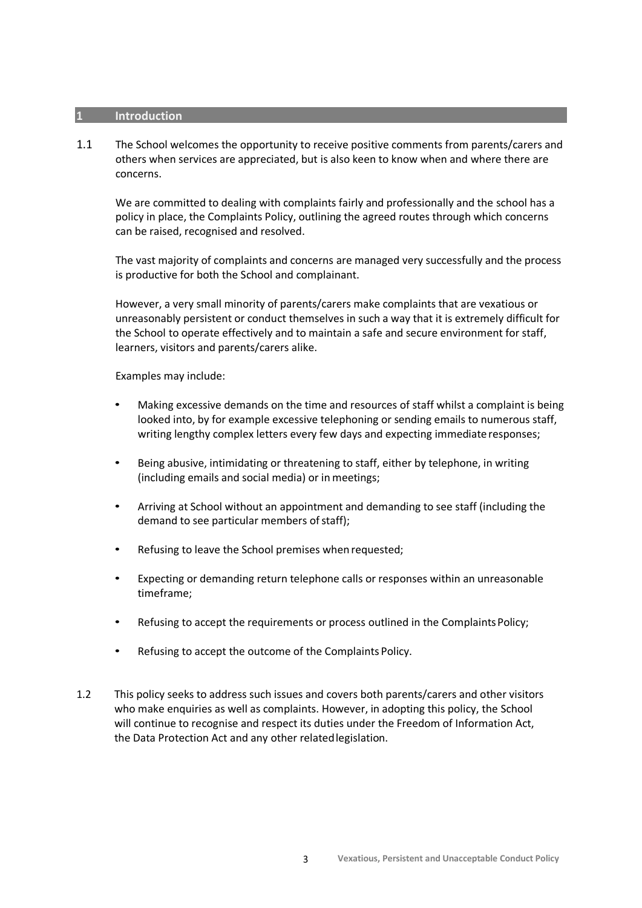## 1 Introduction

1.1 The School welcomes the opportunity to receive positive comments from parents/carers and others when services are appreciated, but is also keen to know when and where there are concerns.

We are committed to dealing with complaints fairly and professionally and the school has a policy in place, the Complaints Policy, outlining the agreed routes through which concerns can be raised, recognised and resolved.

The vast majority of complaints and concerns are managed very successfully and the process is productive for both the School and complainant.

However, a very small minority of parents/carers make complaints that are vexatious or unreasonably persistent or conduct themselves in such a way that it is extremely difficult for the School to operate effectively and to maintain a safe and secure environment for staff, learners, visitors and parents/carers alike.

Examples may include:

- Making excessive demands on the time and resources of staff whilst a complaint is being looked into, by for example excessive telephoning or sending emails to numerous staff, writing lengthy complex letters every few days and expecting immediate responses;
- Being abusive, intimidating or threatening to staff, either by telephone, in writing (including emails and social media) or in meetings;
- Arriving at School without an appointment and demanding to see staff (including the demand to see particular members of staff);
- Refusing to leave the School premises when requested;
- Expecting or demanding return telephone calls or responses within an unreasonable timeframe;
- Refusing to accept the requirements or process outlined in the Complaints Policy;
- Refusing to accept the outcome of the Complaints Policy.

1.2 This policy seeks to address such issues and covers both parents/carers and other visitors who make enquiries as well as complaints. However, in adopting this policy, the School will continue to recognise and respect its duties under the Freedom of Information Act, the Data Protection Act and any other related legislation.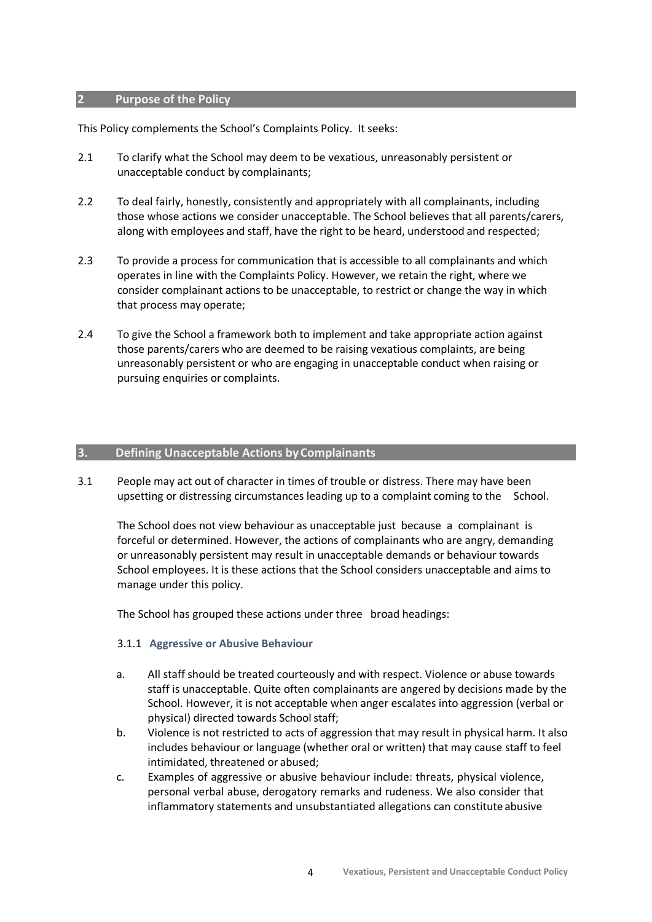## 2 Purpose of the Policy

This Policy complements the School's Complaints Policy. It seeks:

2.1 To clarify what the School may deem to be vexatious, unreasonably persistent or unacceptable conduct by complainants;

2.2 To deal fairly, honestly, consistently and appropriately with all complainants, including those whose actions we consider unacceptable. The School believes that all parents/carers, along with employees and staff, have the right to be heard, understood and respected;

2.3 To provide a process for communication that is accessible to all complainants and which operates in line with the Complaints Policy. However, we retain the right, where we consider complainant actions to be unacceptable, to restrict or change the way in which that process may operate;

2.4 To give the School a framework both to implement and take appropriate action against those parents/carers who are deemed to be raising vexatious complaints, are being unreasonably persistent or who are engaging in unacceptable conduct when raising or pursuing enquiries or complaints.

## 3. Defining Unacceptable Actions by Complainants

3.1 People may act out of character in times of trouble or distress. There may have been upsetting or distressing circumstances leading up to a complaint coming to the School.

The School does not view behaviour as unacceptable just because a complainant is forceful or determined. However, the actions of complainants who are angry, demanding or unreasonably persistent may result in unacceptable demands or behaviour towards School employees. It is these actions that the School considers unacceptable and aims to manage under this policy.

The School has grouped these actions under three broad headings:

### 3.1.1 Aggressive or Abusive Behaviour

a. All staff should be treated courteously and with respect. Violence or abuse towards staff is unacceptable. Quite often complainants are angered by decisions made by the School. However, it is not acceptable when anger escalates into aggression (verbal or physical) directed towards School staff;

b. Violence is not restricted to acts of aggression that may result in physical harm. It also includes behaviour or language (whether oral or written) that may cause staff to feel intimidated, threatened or abused;

c. Examples of aggressive or abusive behaviour include: threats, physical violence, personal verbal abuse, derogatory remarks and rudeness. We also consider that inflammatory statements and unsubstantiated allegations can constitute abusive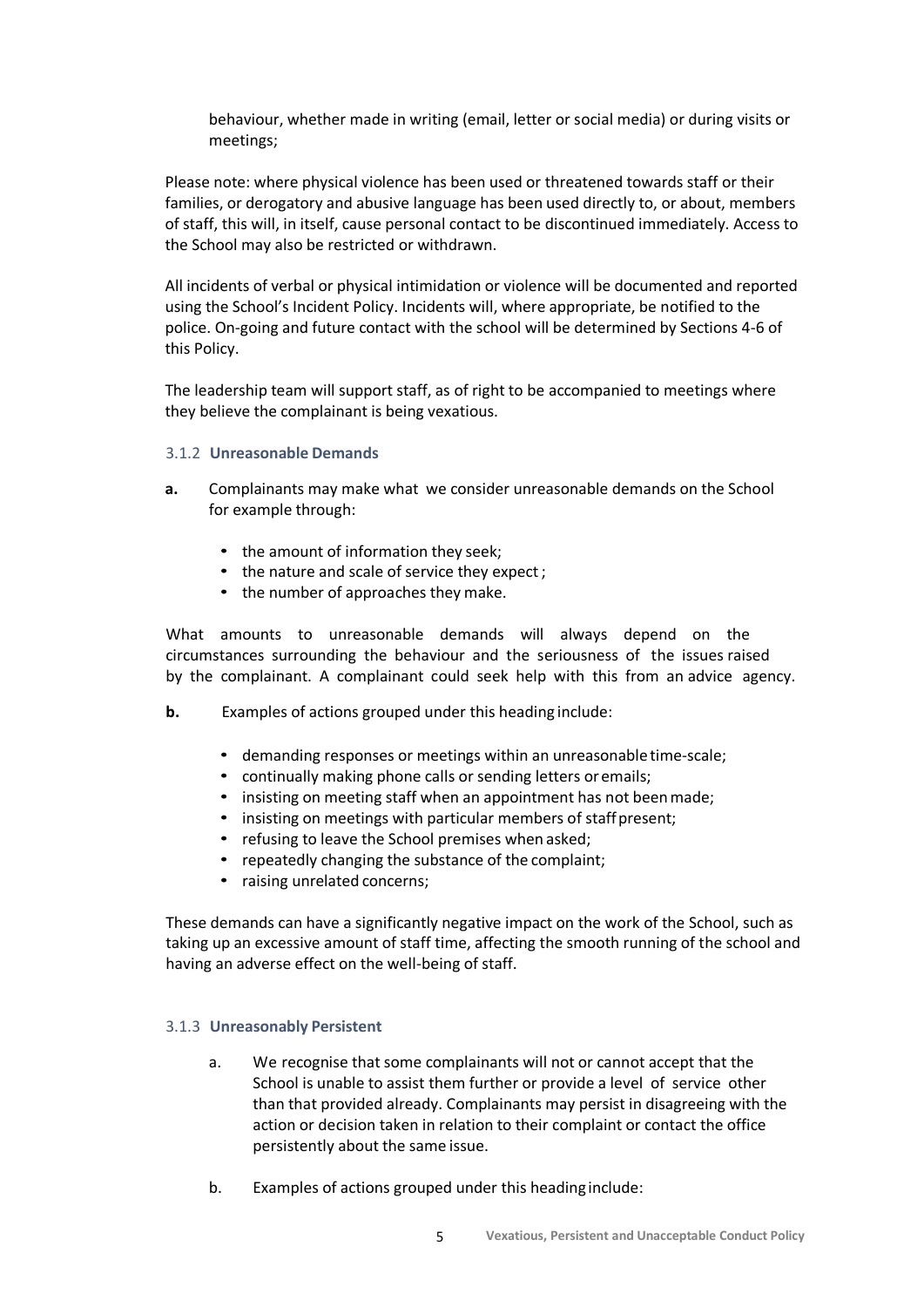behaviour, whether made in writing (email, letter or social media) or during visits or meetings;

Please note: where physical violence has been used or threatened towards staff or their families, or derogatory and abusive language has been used directly to, or about, members of staff, this will, in itself, cause personal contact to be discontinued immediately. Access to the School may also be restricted or withdrawn.

All incidents of verbal or physical intimidation or violence will be documented and reported using the School's Incident Policy. Incidents will, where appropriate, be notified to the police. On-going and future contact with the school will be determined by Sections 4-6 of this Policy.

The leadership team will support staff, as of right to be accompanied to meetings where they believe the complainant is being vexatious.

#### 3.1.2 **Unreasonable Demands**

**a.** Complainants may make what we consider unreasonable demands on the School for example through:

- the amount of information they seek;
- the nature and scale of service they expect ;
- the number of approaches they make.

What amounts to unreasonable demands will always depend on the circumstances surrounding the behaviour and the seriousness of the issues raised by the complainant. A complainant could seek help with this from an advice agency.

**b.** Examples of actions grouped under this heading include:

- demanding responses or meetings within an unreasonable time-scale;
- continually making phone calls or sending letters or emails;
- insisting on meeting staff when an appointment has not been made;
- insisting on meetings with particular members of staff present;
- refusing to leave the School premises when asked;
- repeatedly changing the substance of the complaint;
- raising unrelated concerns;

These demands can have a significantly negative impact on the work of the School, such as taking up an excessive amount of staff time, affecting the smooth running of the school and having an adverse effect on the well-being of staff.

#### 3.1.3 **Unreasonably Persistent**

a. We recognise that some complainants will not or cannot accept that the School is unable to assist them further or provide a level of service other than that provided already. Complainants may persist in disagreeing with the action or decision taken in relation to their complaint or contact the office persistently about the same issue.

b. Examples of actions grouped under this heading include: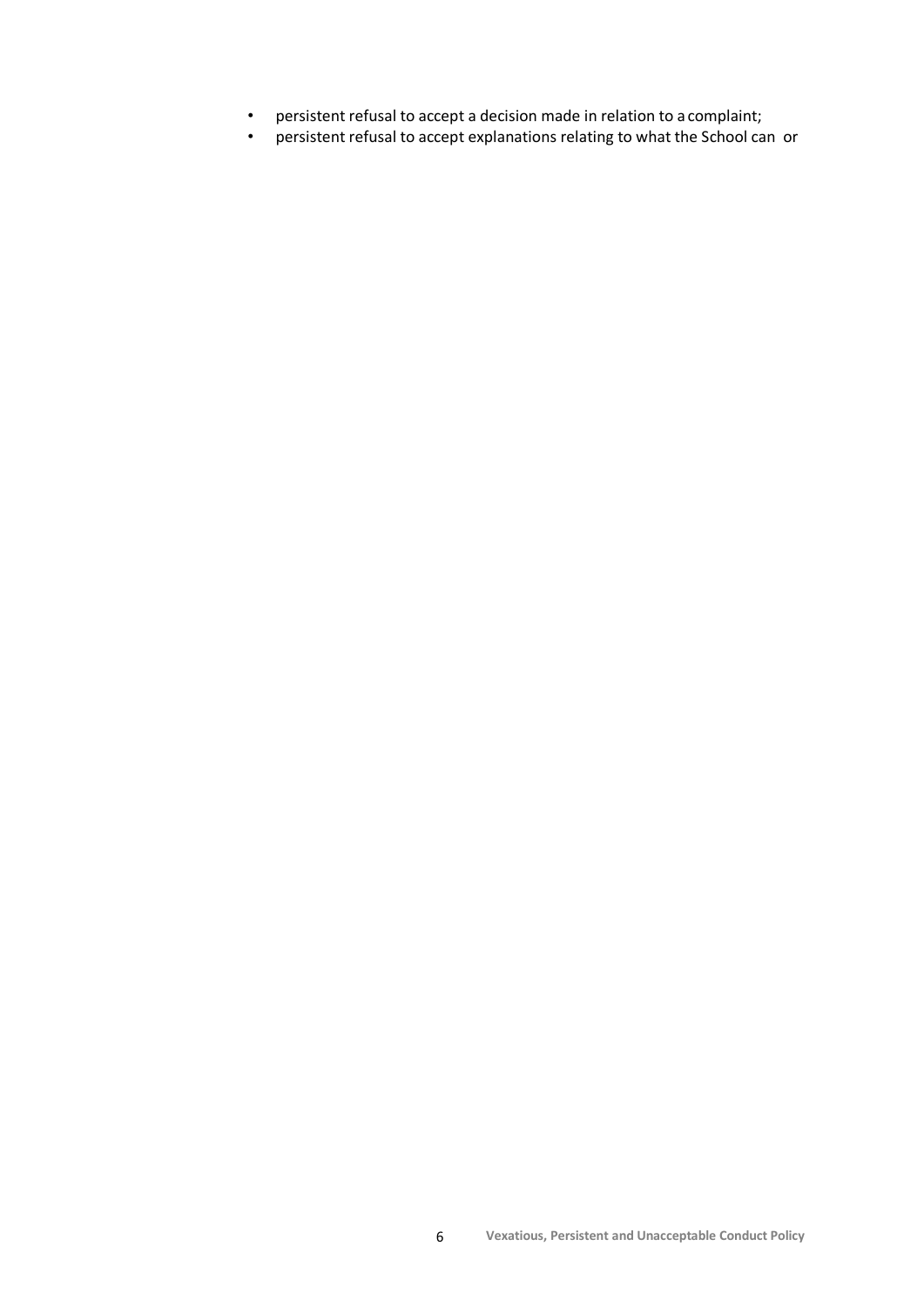- persistent refusal to accept a decision made in relation to a complaint;
- persistent refusal to accept explanations relating to what the School can or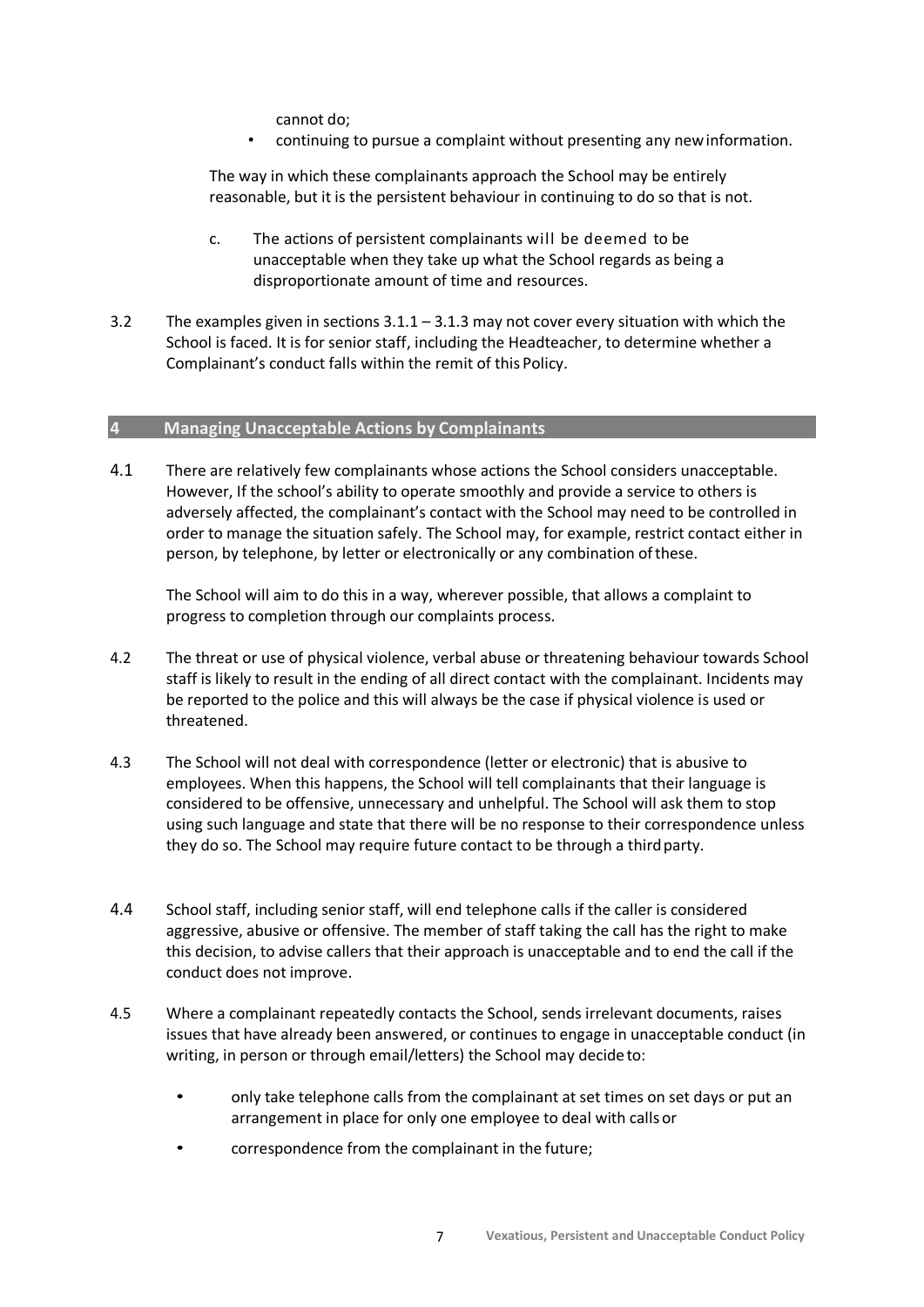cannot do;

- continuing to pursue a complaint without presenting any new information.

The way in which these complainants approach the School may be entirely reasonable, but it is the persistent behaviour in continuing to do so that is not.

c. The actions of persistent complainants will be deemed to be unacceptable when they take up what the School regards as being a disproportionate amount of time and resources.

3.2 The examples given in sections 3.1.1 – 3.1.3 may not cover every situation with which the School is faced. It is for senior staff, including the Headteacher, to determine whether a Complainant's conduct falls within the remit of this Policy.

## 4 Managing Unacceptable Actions by Complainants

4.1 There are relatively few complainants whose actions the School considers unacceptable. However, If the school's ability to operate smoothly and provide a service to others is adversely affected, the complainant's contact with the School may need to be controlled in order to manage the situation safely. The School may, for example, restrict contact either in person, by telephone, by letter or electronically or any combination of these.

The School will aim to do this in a way, wherever possible, that allows a complaint to progress to completion through our complaints process.

4.2 The threat or use of physical violence, verbal abuse or threatening behaviour towards School staff is likely to result in the ending of all direct contact with the complainant. Incidents may be reported to the police and this will always be the case if physical violence is used or threatened.

4.3 The School will not deal with correspondence (letter or electronic) that is abusive to employees. When this happens, the School will tell complainants that their language is considered to be offensive, unnecessary and unhelpful. The School will ask them to stop using such language and state that there will be no response to their correspondence unless they do so. The School may require future contact to be through a third party.

4.4 School staff, including senior staff, will end telephone calls if the caller is considered aggressive, abusive or offensive. The member of staff taking the call has the right to make this decision, to advise callers that their approach is unacceptable and to end the call if the conduct does not improve.

4.5 Where a complainant repeatedly contacts the School, sends irrelevant documents, raises issues that have already been answered, or continues to engage in unacceptable conduct (in writing, in person or through email/letters) the School may decide to:

- only take telephone calls from the complainant at set times on set days or put an arrangement in place for only one employee to deal with calls or
- correspondence from the complainant in the future;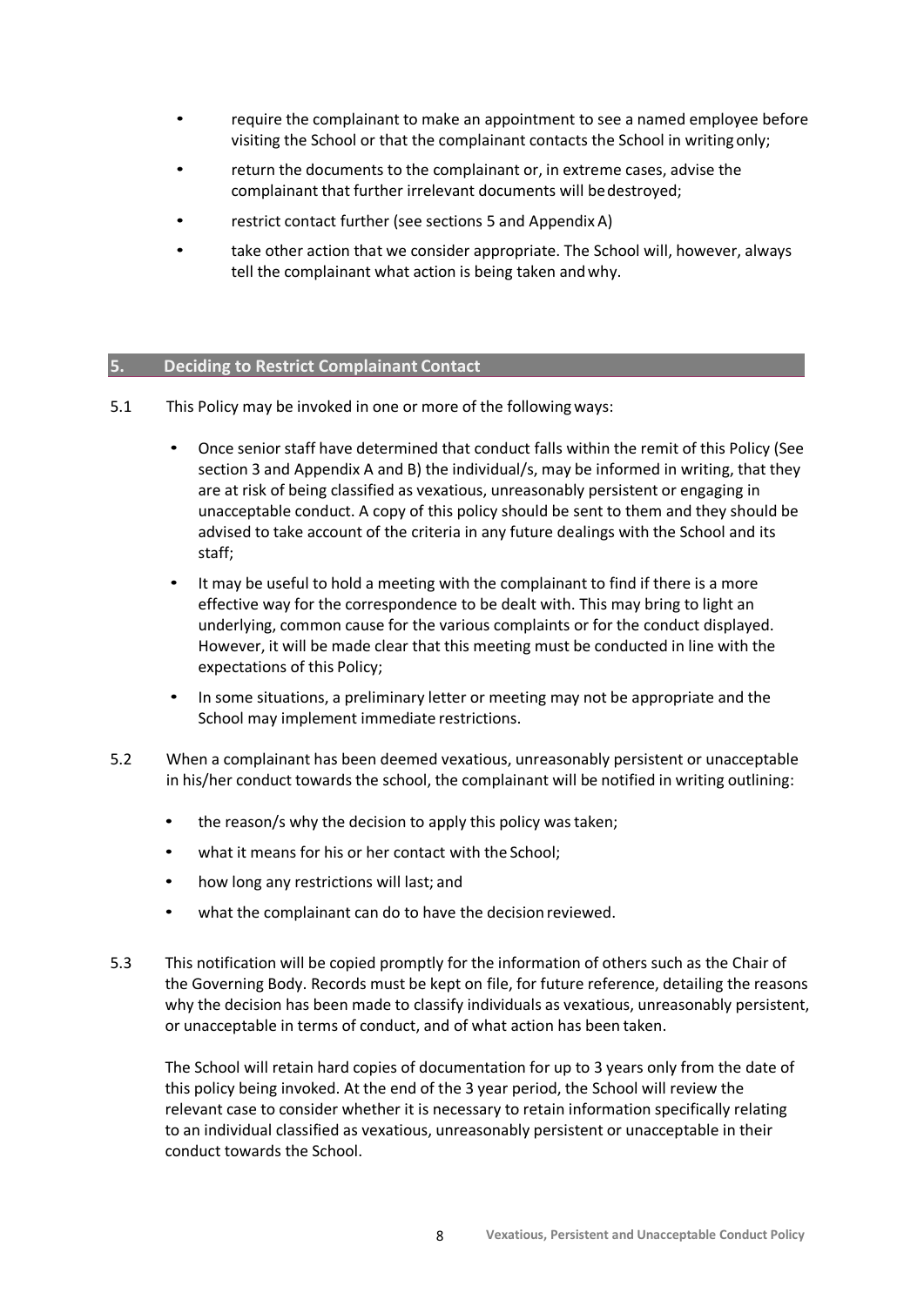- require the complainant to make an appointment to see a named employee before visiting the School or that the complainant contacts the School in writing only;
- return the documents to the complainant or, in extreme cases, advise the complainant that further irrelevant documents will be destroyed;
- restrict contact further (see sections 5 and Appendix A)
- take other action that we consider appropriate. The School will, however, always tell the complainant what action is being taken and why.

## 5. Deciding to Restrict Complainant Contact

5.1 This Policy may be invoked in one or more of the following ways:

- Once senior staff have determined that conduct falls within the remit of this Policy (See section 3 and Appendix A and B) the individual/s, may be informed in writing, that they are at risk of being classified as vexatious, unreasonably persistent or engaging in unacceptable conduct. A copy of this policy should be sent to them and they should be advised to take account of the criteria in any future dealings with the School and its staff;
- It may be useful to hold a meeting with the complainant to find if there is a more effective way for the correspondence to be dealt with. This may bring to light an underlying, common cause for the various complaints or for the conduct displayed. However, it will be made clear that this meeting must be conducted in line with the expectations of this Policy;
- In some situations, a preliminary letter or meeting may not be appropriate and the School may implement immediate restrictions.

5.2 When a complainant has been deemed vexatious, unreasonably persistent or unacceptable in his/her conduct towards the school, the complainant will be notified in writing outlining:

- the reason/s why the decision to apply this policy was taken;
- what it means for his or her contact with the School;
- how long any restrictions will last; and
- what the complainant can do to have the decision reviewed.

5.3 This notification will be copied promptly for the information of others such as the Chair of the Governing Body. Records must be kept on file, for future reference, detailing the reasons why the decision has been made to classify individuals as vexatious, unreasonably persistent, or unacceptable in terms of conduct, and of what action has been taken.

The School will retain hard copies of documentation for up to 3 years only from the date of this policy being invoked. At the end of the 3 year period, the School will review the relevant case to consider whether it is necessary to retain information specifically relating to an individual classified as vexatious, unreasonably persistent or unacceptable in their conduct towards the School.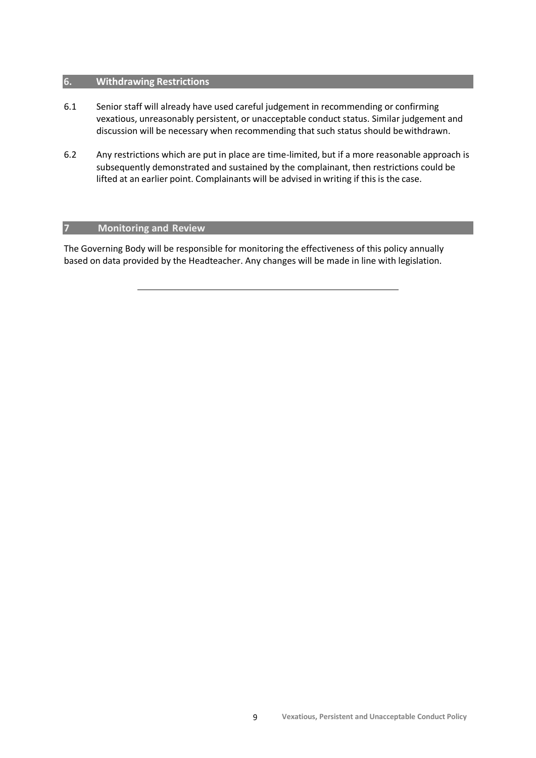## 6. Withdrawing Restrictions

6.1 Senior staff will already have used careful judgement in recommending or confirming vexatious, unreasonably persistent, or unacceptable conduct status. Similar judgement and discussion will be necessary when recommending that such status should be withdrawn.

6.2 Any restrictions which are put in place are time-limited, but if a more reasonable approach is subsequently demonstrated and sustained by the complainant, then restrictions could be lifted at an earlier point. Complainants will be advised in writing if this is the case.

## 7 Monitoring and Review

The Governing Body will be responsible for monitoring the effectiveness of this policy annually based on data provided by the Headteacher. Any changes will be made in line with legislation.

---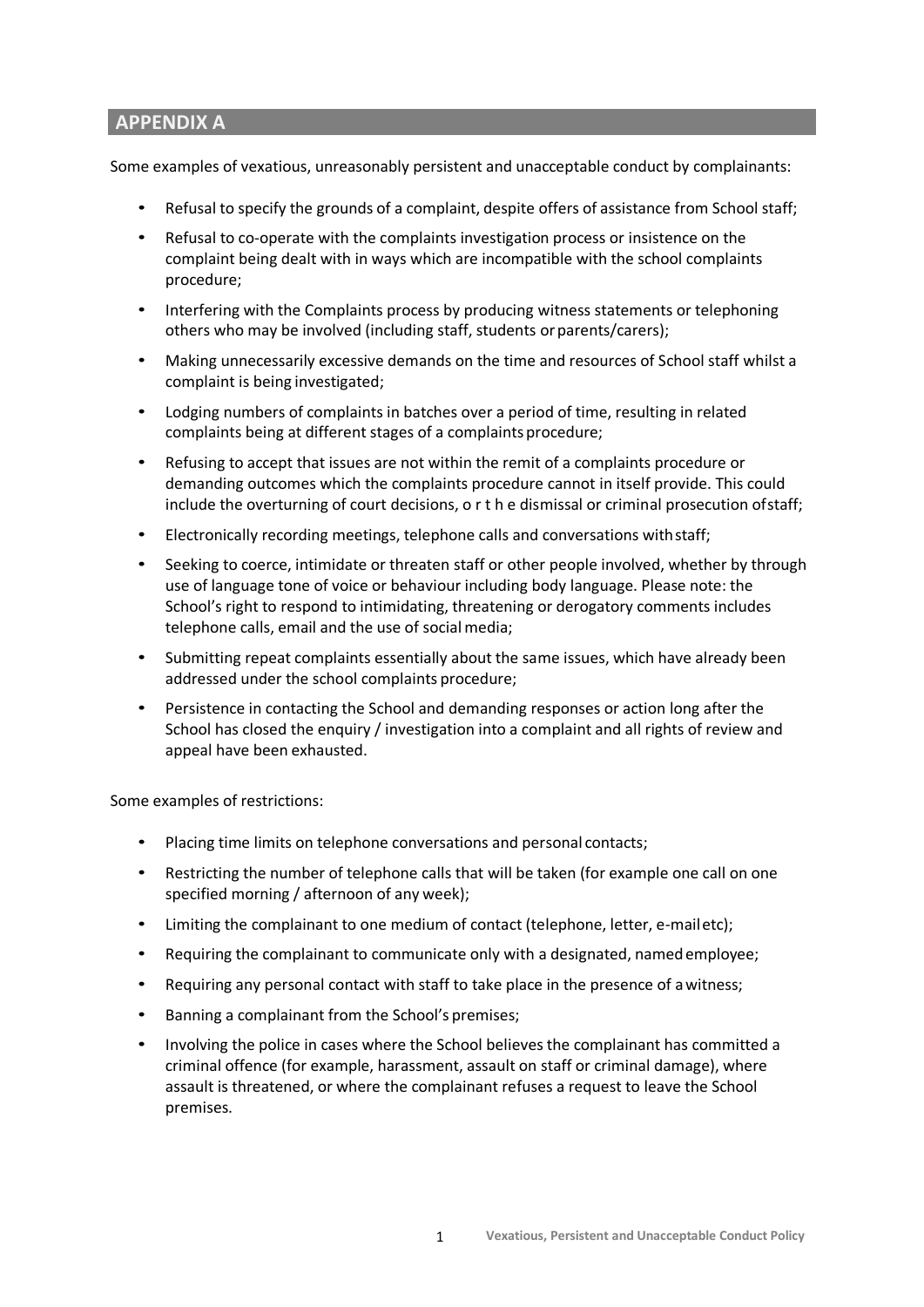## APPENDIX A

Some examples of vexatious, unreasonably persistent and unacceptable conduct by complainants:

- Refusal to specify the grounds of a complaint, despite offers of assistance from School staff;
- Refusal to co-operate with the complaints investigation process or insistence on the complaint being dealt with in ways which are incompatible with the school complaints procedure;
- Interfering with the Complaints process by producing witness statements or telephoning others who may be involved (including staff, students or parents/carers);
- Making unnecessarily excessive demands on the time and resources of School staff whilst a complaint is being investigated;
- Lodging numbers of complaints in batches over a period of time, resulting in related complaints being at different stages of a complaints procedure;
- Refusing to accept that issues are not within the remit of a complaints procedure or demanding outcomes which the complaints procedure cannot in itself provide. This could include the overturning of court decisions, or the dismissal or criminal prosecution of staff;
- Electronically recording meetings, telephone calls and conversations with staff;
- Seeking to coerce, intimidate or threaten staff or other people involved, whether by through use of language tone of voice or behaviour including body language. Please note: the School's right to respond to intimidating, threatening or derogatory comments includes telephone calls, email and the use of social media;
- Submitting repeat complaints essentially about the same issues, which have already been addressed under the school complaints procedure;
- Persistence in contacting the School and demanding responses or action long after the School has closed the enquiry / investigation into a complaint and all rights of review and appeal have been exhausted.

Some examples of restrictions:

- Placing time limits on telephone conversations and personal contacts;
- Restricting the number of telephone calls that will be taken (for example one call on one specified morning / afternoon of any week);
- Limiting the complainant to one medium of contact (telephone, letter, e-mail etc);
- Requiring the complainant to communicate only with a designated, named employee;
- Requiring any personal contact with staff to take place in the presence of a witness;
- Banning a complainant from the School's premises;
- Involving the police in cases where the School believes the complainant has committed a criminal offence (for example, harassment, assault on staff or criminal damage), where assault is threatened, or where the complainant refuses a request to leave the School premises.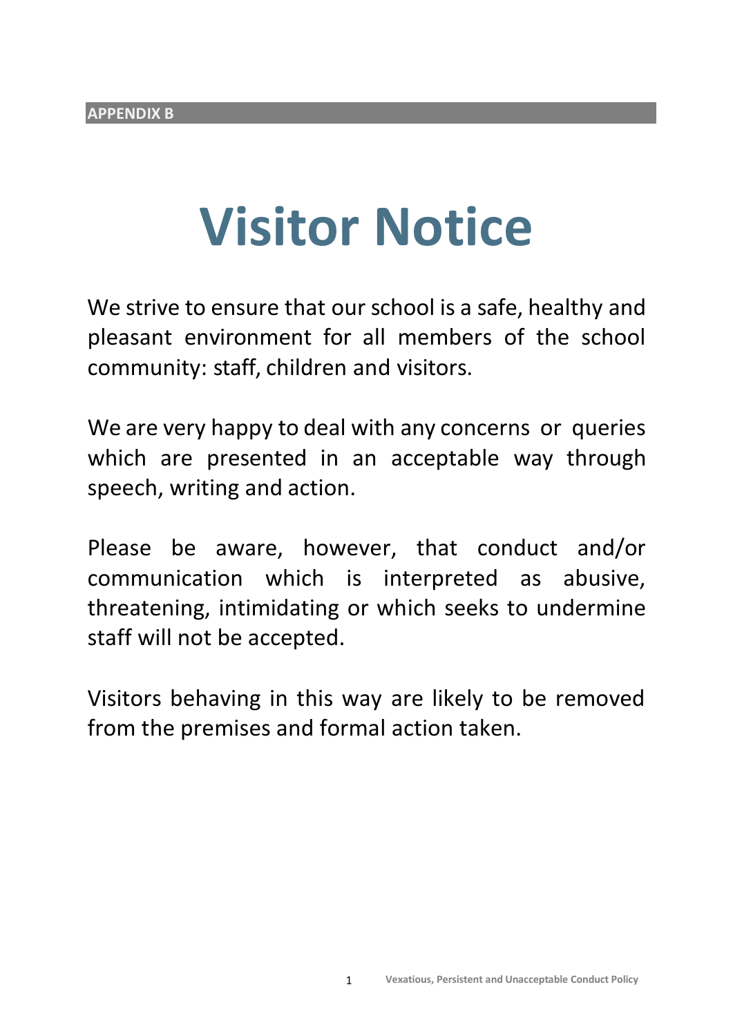**APPENDIX B**

# Visitor Notice

We strive to ensure that our school is a safe, healthy and pleasant environment for all members of the school community: staff, children and visitors.

We are very happy to deal with any concerns or queries which are presented in an acceptable way through speech, writing and action.

Please be aware, however, that conduct and/or communication which is interpreted as abusive, threatening, intimidating or which seeks to undermine staff will not be accepted.

Visitors behaving in this way are likely to be removed from the premises and formal action taken.